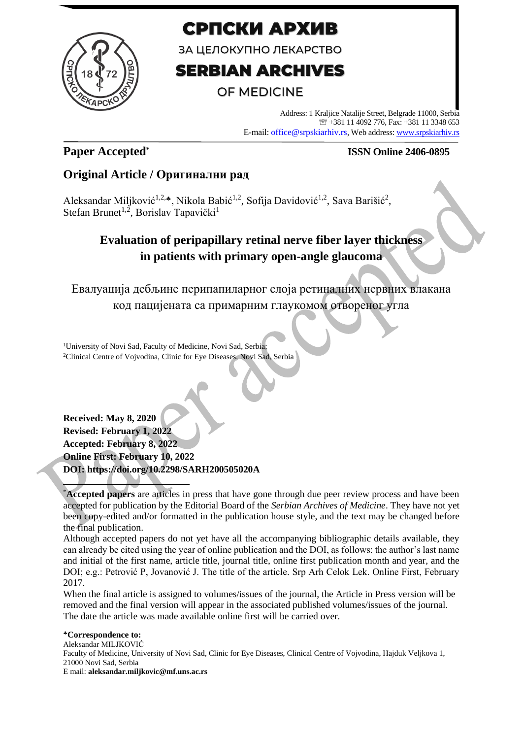# СРПСКИ АРХИВ

ЗА ЦЕЛОКУПНО ЛЕКАРСТВО

# SERBIAN ARCHIVES

OF MEDICINE

Address: 1 Kraljice Natalije Street, Belgrade 11000, Serbia
+381 11 4092 776, Fax: +381 11 3348 653
E-mail: office@srpskiarhiv.rs, Web address: www.srpskiarhiv.rs

**Paper Accepted***

**ISSN Online 2406-0895**

## Original Article / Оригинални рад

Aleksandar Miljković[1,2,♣], Nikola Babić[1,2], Sofija Davidović[1,2], Sava Barišić[2], Stefan Brunet[1,2], Borislav Tapavički[1]

# Evaluation of peripapillary retinal nerve fiber layer thickness in patients with primary open-angle glaucoma

# Евалуација дебљине перипапиларног слоја ретиналних нервних влакана код пацијената са примарним глаукомом отвореног угла

[1]University of Novi Sad, Faculty of Medicine, Novi Sad, Serbia;
[2]Clinical Centre of Vojvodina, Clinic for Eye Diseases, Novi Sad, Serbia

**Received: May 8, 2020**
**Revised: February 1, 2022**
**Accepted: February 8, 2022**
**Online First: February 10, 2022**
**DOI: https://doi.org/10.2298/SARH200505020A**

***Accepted papers** are articles in press that have gone through due peer review process and have been accepted for publication by the Editorial Board of the *Serbian Archives of Medicine*. They have not yet been copy-edited and/or formatted in the publication house style, and the text may be changed before the final publication.

Although accepted papers do not yet have all the accompanying bibliographic details available, they can already be cited using the year of online publication and the DOI, as follows: the author's last name and initial of the first name, article title, journal title, online first publication month and year, and the DOI; e.g.: Petrović P, Jovanović J. The title of the article. Srp Arh Celok Lek. Online First, February 2017.

When the final article is assigned to volumes/issues of the journal, the Article in Press version will be removed and the final version will appear in the associated published volumes/issues of the journal. The date the article was made available online first will be carried over.

**♣Correspondence to:**
Aleksandar MILJKOVIĆ
Faculty of Medicine, University of Novi Sad, Clinic for Eye Diseases, Clinical Centre of Vojvodina, Hajduk Veljkova 1, 21000 Novi Sad, Serbia
E mail: **aleksandar.miljkovic@mf.uns.ac.rs**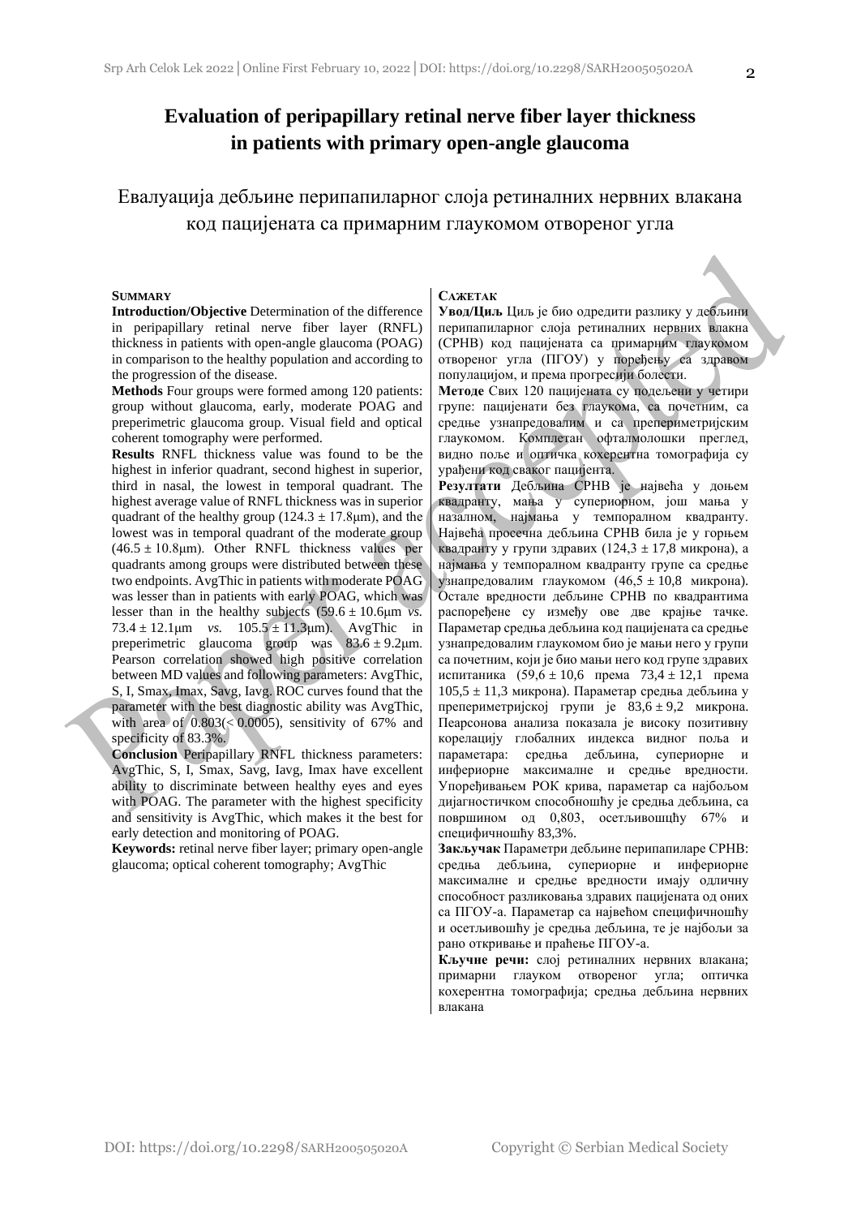# Evaluation of peripapillary retinal nerve fiber layer thickness in patients with primary open-angle glaucoma

# Евалуација дебљине перипапиларног слоја ретиналних нервних влакана код пацијената са примарним глаукомом отвореног угла

## SUMMARY

**Introduction/Objective** Determination of the difference in peripapillary retinal nerve fiber layer (RNFL) thickness in patients with open-angle glaucoma (POAG) in comparison to the healthy population and according to the progression of the disease.

**Methods** Four groups were formed among 120 patients: group without glaucoma, early, moderate POAG and preperimetric glaucoma group. Visual field and optical coherent tomography were performed.

**Results** RNFL thickness value was found to be the highest in inferior quadrant, second highest in superior, third in nasal, the lowest in temporal quadrant. The highest average value of RNFL thickness was in superior quadrant of the healthy group (124.3 ± 17.8µm), and the lowest was in temporal quadrant of the moderate group (46.5 ± 10.8µm). Other RNFL thickness values per quadrants among groups were distributed between these two endpoints. AvgThic in patients with moderate POAG was lesser than in patients with early POAG, which was lesser than in the healthy subjects (59.6 ± 10.6µm *vs.* 73.4 ± 12.1µm *vs.* 105.5 ± 11.3µm). AvgThic in preperimetric glaucoma group was 83.6 ± 9.2µm. Pearson correlation showed high positive correlation between MD values and following parameters: AvgThic, S, I, Smax, Imax, Savg, Iavg. ROC curves found that the parameter with the best diagnostic ability was AvgThic, with area of 0.803(< 0.0005), sensitivity of 67% and specificity of 83.3%.

**Conclusion** Peripapillary RNFL thickness parameters: AvgThic, S, I, Smax, Savg, Iavg, Imax have excellent ability to discriminate between healthy eyes and eyes with POAG. The parameter with the highest specificity and sensitivity is AvgThic, which makes it the best for early detection and monitoring of POAG.

**Keywords:** retinal nerve fiber layer; primary open-angle glaucoma; optical coherent tomography; AvgThic

## САЖЕТАК

**Увод/Циљ** Циљ је био одредити разлику у дебљини перипапиларног слоја ретиналних нервних влакна (СРНВ) код пацијената са примарним глаукомом отвореног угла (ПГОУ) у поређењу са здравом популацијом, и према прогресији болести.

**Методе** Свих 120 пацијената су подељени у четири групе: пацијенати без глаукома, са почетним, са средње узнапредовалим и са препериметријским глаукомом. Комплетан офталмолошки преглед, видно поље и оптичка кохерентна томографија су урађени код сваког пацијента.

**Резултати** Дебљина СРНВ је највећа у доњем квадранту, мања у супериорном, још мања у назалном, најмања у темпоралном квадранту. Највећа просечна дебљина СРНВ била је у горњем квадранту у групи здравих (124,3 ± 17,8 микрона), а најмања у темпоралном квадранту групе са средње узнапредовалим глаукомом (46,5 ± 10,8 микрона). Остале вредности дебљине СРНВ по квадрантима распоређене су између ове две крајње тачке. Параметар средња дебљина код пацијената са средње узнапредовалим глаукомом био је мањи него у групи са почетним, који је био мањи него код групе здравих испитаника (59,6 ± 10,6 према 73,4 ± 12,1 према 105,5 ± 11,3 микрона). Параметар средња дебљина у препериметријској групи је 83,6 ± 9,2 микрона. Пеарсонова анализа показала је високу позитивну корелацију глобалних индекса видног поља и параметара: средња дебљина, супериорне и инфериорне максималне и средње вредности. Упоређивањем РОК крива, параметар са најбољом дијагностичком способношћу је средња дебљина, са површином од 0,803, осетљивошћу 67% и специфичношћу 83,3%.

**Закључак** Параметри дебљине перипапиларе СРНВ: средња дебљина, супериорне и инфериорне максималне и средње вредности имају одличну способност разликовања здравих пацијената од оних са ПГОУ-а. Параметар са највећом специфичношћу и осетљивошћу је средња дебљина, те је најбољи за рано откривање и праћење ПГОУ-а.

**Кључне речи:** слој ретиналних нервних влакана; примарни глауком отвореног угла; оптичка кохерентна томографија; средња дебљина нервних влакана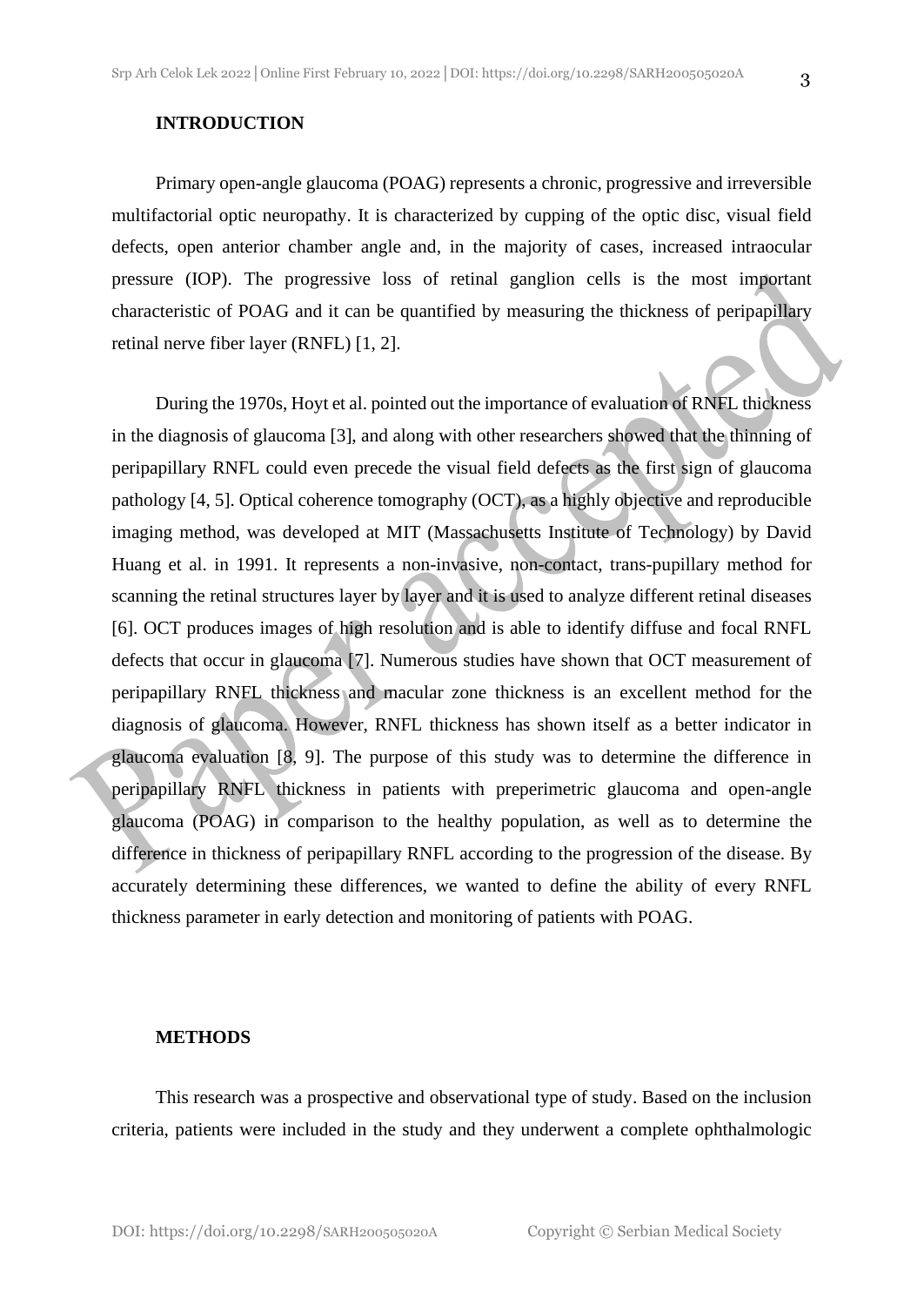## INTRODUCTION

Primary open-angle glaucoma (POAG) represents a chronic, progressive and irreversible multifactorial optic neuropathy. It is characterized by cupping of the optic disc, visual field defects, open anterior chamber angle and, in the majority of cases, increased intraocular pressure (IOP). The progressive loss of retinal ganglion cells is the most important characteristic of POAG and it can be quantified by measuring the thickness of peripapillary retinal nerve fiber layer (RNFL) [1, 2].

During the 1970s, Hoyt et al. pointed out the importance of evaluation of RNFL thickness in the diagnosis of glaucoma [3], and along with other researchers showed that the thinning of peripapillary RNFL could even precede the visual field defects as the first sign of glaucoma pathology [4, 5]. Optical coherence tomography (OCT), as a highly objective and reproducible imaging method, was developed at MIT (Massachusetts Institute of Technology) by David Huang et al. in 1991. It represents a non-invasive, non-contact, trans-pupillary method for scanning the retinal structures layer by layer and it is used to analyze different retinal diseases [6]. OCT produces images of high resolution and is able to identify diffuse and focal RNFL defects that occur in glaucoma [7]. Numerous studies have shown that OCT measurement of peripapillary RNFL thickness and macular zone thickness is an excellent method for the diagnosis of glaucoma. However, RNFL thickness has shown itself as a better indicator in glaucoma evaluation [8, 9]. The purpose of this study was to determine the difference in peripapillary RNFL thickness in patients with preperimetric glaucoma and open-angle glaucoma (POAG) in comparison to the healthy population, as well as to determine the difference in thickness of peripapillary RNFL according to the progression of the disease. By accurately determining these differences, we wanted to define the ability of every RNFL thickness parameter in early detection and monitoring of patients with POAG.

## METHODS

This research was a prospective and observational type of study. Based on the inclusion criteria, patients were included in the study and they underwent a complete ophthalmologic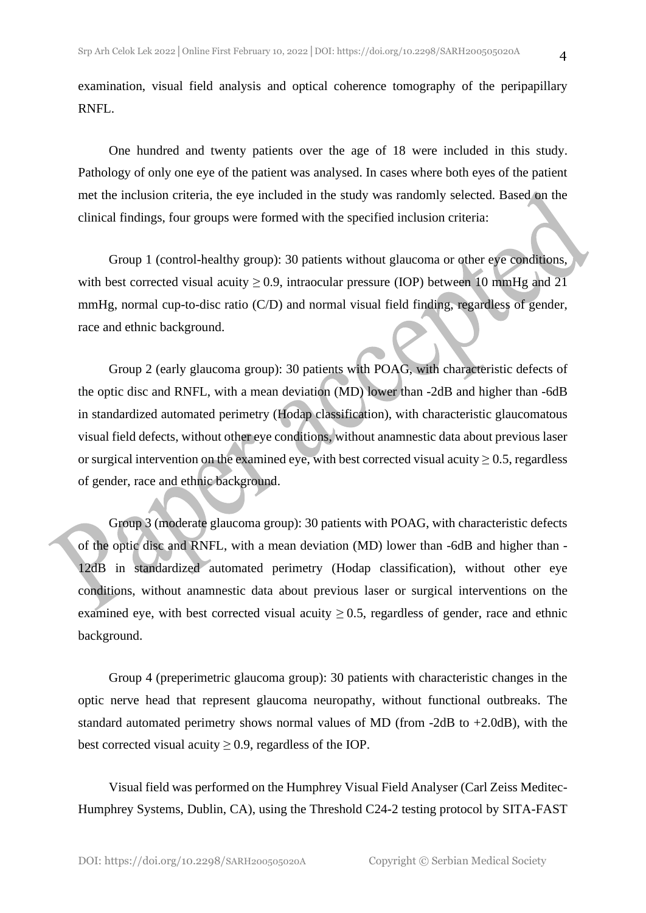examination, visual field analysis and optical coherence tomography of the peripapillary RNFL.

One hundred and twenty patients over the age of 18 were included in this study. Pathology of only one eye of the patient was analysed. In cases where both eyes of the patient met the inclusion criteria, the eye included in the study was randomly selected. Based on the clinical findings, four groups were formed with the specified inclusion criteria:

Group 1 (control-healthy group): 30 patients without glaucoma or other eye conditions, with best corrected visual acuity ≥ 0.9, intraocular pressure (IOP) between 10 mmHg and 21 mmHg, normal cup-to-disc ratio (C/D) and normal visual field finding, regardless of gender, race and ethnic background.

Group 2 (early glaucoma group): 30 patients with POAG, with characteristic defects of the optic disc and RNFL, with a mean deviation (MD) lower than -2dB and higher than -6dB in standardized automated perimetry (Hodap classification), with characteristic glaucomatous visual field defects, without other eye conditions, without anamnestic data about previous laser or surgical intervention on the examined eye, with best corrected visual acuity ≥ 0.5, regardless of gender, race and ethnic background.

Group 3 (moderate glaucoma group): 30 patients with POAG, with characteristic defects of the optic disc and RNFL, with a mean deviation (MD) lower than -6dB and higher than -12dB in standardized automated perimetry (Hodap classification), without other eye conditions, without anamnestic data about previous laser or surgical interventions on the examined eye, with best corrected visual acuity ≥ 0.5, regardless of gender, race and ethnic background.

Group 4 (preperimetric glaucoma group): 30 patients with characteristic changes in the optic nerve head that represent glaucoma neuropathy, without functional outbreaks. The standard automated perimetry shows normal values of MD (from -2dB to +2.0dB), with the best corrected visual acuity ≥ 0.9, regardless of the IOP.

Visual field was performed on the Humphrey Visual Field Analyser (Carl Zeiss Meditec-Humphrey Systems, Dublin, CA), using the Threshold C24-2 testing protocol by SITA-FAST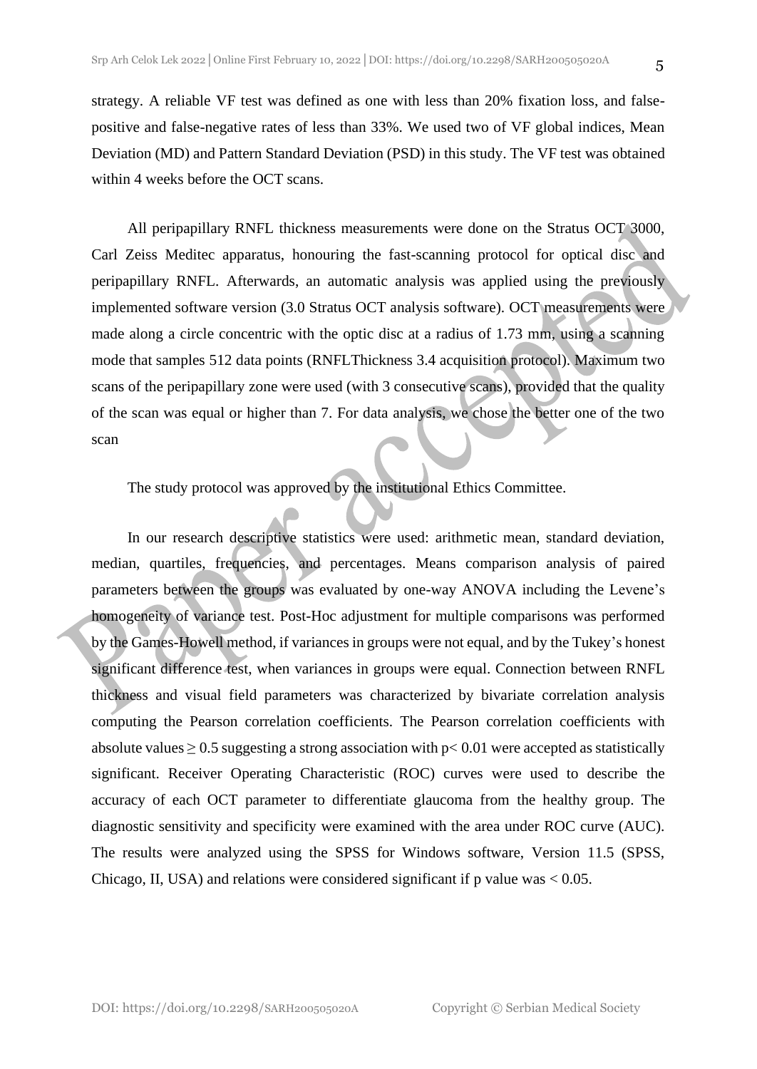strategy. A reliable VF test was defined as one with less than 20% fixation loss, and false-positive and false-negative rates of less than 33%. We used two of VF global indices, Mean Deviation (MD) and Pattern Standard Deviation (PSD) in this study. The VF test was obtained within 4 weeks before the OCT scans.

All peripapillary RNFL thickness measurements were done on the Stratus OCT 3000, Carl Zeiss Meditec apparatus, honouring the fast-scanning protocol for optical disc and peripapillary RNFL. Afterwards, an automatic analysis was applied using the previously implemented software version (3.0 Stratus OCT analysis software). OCT measurements were made along a circle concentric with the optic disc at a radius of 1.73 mm, using a scanning mode that samples 512 data points (RNFLThickness 3.4 acquisition protocol). Maximum two scans of the peripapillary zone were used (with 3 consecutive scans), provided that the quality of the scan was equal or higher than 7. For data analysis, we chose the better one of the two scan

The study protocol was approved by the institutional Ethics Committee.

In our research descriptive statistics were used: arithmetic mean, standard deviation, median, quartiles, frequencies, and percentages. Means comparison analysis of paired parameters between the groups was evaluated by one-way ANOVA including the Levene's homogeneity of variance test. Post-Hoc adjustment for multiple comparisons was performed by the Games-Howell method, if variances in groups were not equal, and by the Tukey's honest significant difference test, when variances in groups were equal. Connection between RNFL thickness and visual field parameters was characterized by bivariate correlation analysis computing the Pearson correlation coefficients. The Pearson correlation coefficients with absolute values $\geq 0.5$ suggesting a strong association with $p < 0.01$ were accepted as statistically significant. Receiver Operating Characteristic (ROC) curves were used to describe the accuracy of each OCT parameter to differentiate glaucoma from the healthy group. The diagnostic sensitivity and specificity were examined with the area under ROC curve (AUC). The results were analyzed using the SPSS for Windows software, Version 11.5 (SPSS, Chicago, II, USA) and relations were considered significant if p value was $< 0.05$.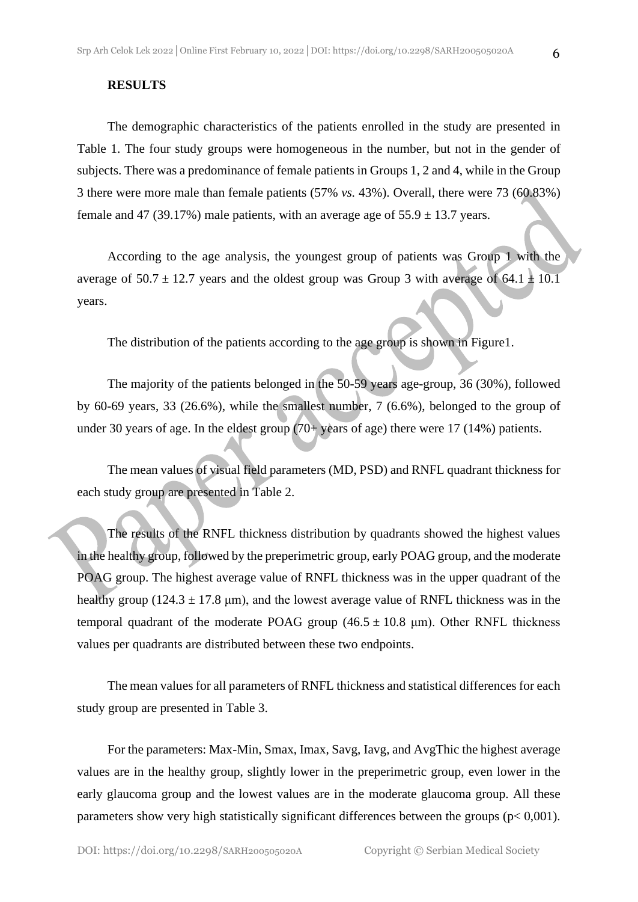**RESULTS**

The demographic characteristics of the patients enrolled in the study are presented in Table 1. The four study groups were homogeneous in the number, but not in the gender of subjects. There was a predominance of female patients in Groups 1, 2 and 4, while in the Group 3 there were more male than female patients (57% *vs.* 43%). Overall, there were 73 (60.83%) female and 47 (39.17%) male patients, with an average age of 55.9 ± 13.7 years.

According to the age analysis, the youngest group of patients was Group 1 with the average of 50.7 ± 12.7 years and the oldest group was Group 3 with average of 64.1 ± 10.1 years.

The distribution of the patients according to the age group is shown in Figure1.

The majority of the patients belonged in the 50-59 years age-group, 36 (30%), followed by 60-69 years, 33 (26.6%), while the smallest number, 7 (6.6%), belonged to the group of under 30 years of age. In the eldest group (70+ years of age) there were 17 (14%) patients.

The mean values of visual field parameters (MD, PSD) and RNFL quadrant thickness for each study group are presented in Table 2.

The results of the RNFL thickness distribution by quadrants showed the highest values in the healthy group, followed by the preperimetric group, early POAG group, and the moderate POAG group. The highest average value of RNFL thickness was in the upper quadrant of the healthy group (124.3 ± 17.8 μm), and the lowest average value of RNFL thickness was in the temporal quadrant of the moderate POAG group (46.5 ± 10.8 μm). Other RNFL thickness values per quadrants are distributed between these two endpoints.

The mean values for all parameters of RNFL thickness and statistical differences for each study group are presented in Table 3.

For the parameters: Max-Min, Smax, Imax, Savg, Iavg, and AvgThic the highest average values are in the healthy group, slightly lower in the preperimetric group, even lower in the early glaucoma group and the lowest values are in the moderate glaucoma group. All these parameters show very high statistically significant differences between the groups ($p< 0,001$).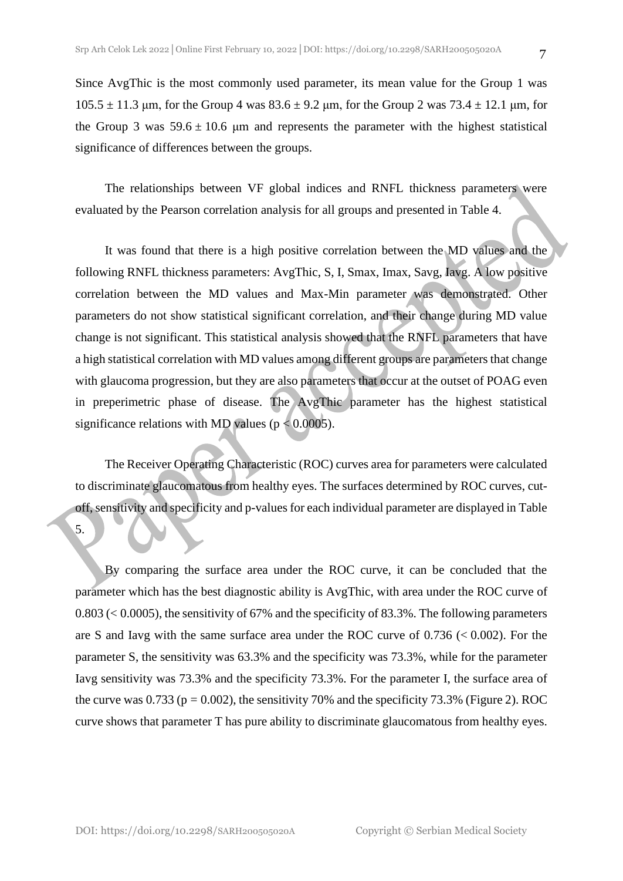Since AvgThic is the most commonly used parameter, its mean value for the Group 1 was $105.5 \pm 11.3$ μm, for the Group 4 was $83.6 \pm 9.2$ μm, for the Group 2 was $73.4 \pm 12.1$ μm, for the Group 3 was $59.6 \pm 10.6$ μm and represents the parameter with the highest statistical significance of differences between the groups.

The relationships between VF global indices and RNFL thickness parameters were evaluated by the Pearson correlation analysis for all groups and presented in Table 4.

It was found that there is a high positive correlation between the MD values and the following RNFL thickness parameters: AvgThic, S, I, Smax, Imax, Savg, Iavg. A low positive correlation between the MD values and Max-Min parameter was demonstrated. Other parameters do not show statistical significant correlation, and their change during MD value change is not significant. This statistical analysis showed that the RNFL parameters that have a high statistical correlation with MD values among different groups are parameters that change with glaucoma progression, but they are also parameters that occur at the outset of POAG even in preperimetric phase of disease. The AvgThic parameter has the highest statistical significance relations with MD values ($p < 0.0005$).

The Receiver Operating Characteristic (ROC) curves area for parameters were calculated to discriminate glaucomatous from healthy eyes. The surfaces determined by ROC curves, cut-off, sensitivity and specificity and p-values for each individual parameter are displayed in Table 5.

By comparing the surface area under the ROC curve, it can be concluded that the parameter which has the best diagnostic ability is AvgThic, with area under the ROC curve of 0.803 (< 0.0005), the sensitivity of 67% and the specificity of 83.3%. The following parameters are S and Iavg with the same surface area under the ROC curve of 0.736 (< 0.002). For the parameter S, the sensitivity was 63.3% and the specificity was 73.3%, while for the parameter Iavg sensitivity was 73.3% and the specificity 73.3%. For the parameter I, the surface area of the curve was 0.733 ($p = 0.002$), the sensitivity 70% and the specificity 73.3% (Figure 2). ROC curve shows that parameter T has pure ability to discriminate glaucomatous from healthy eyes.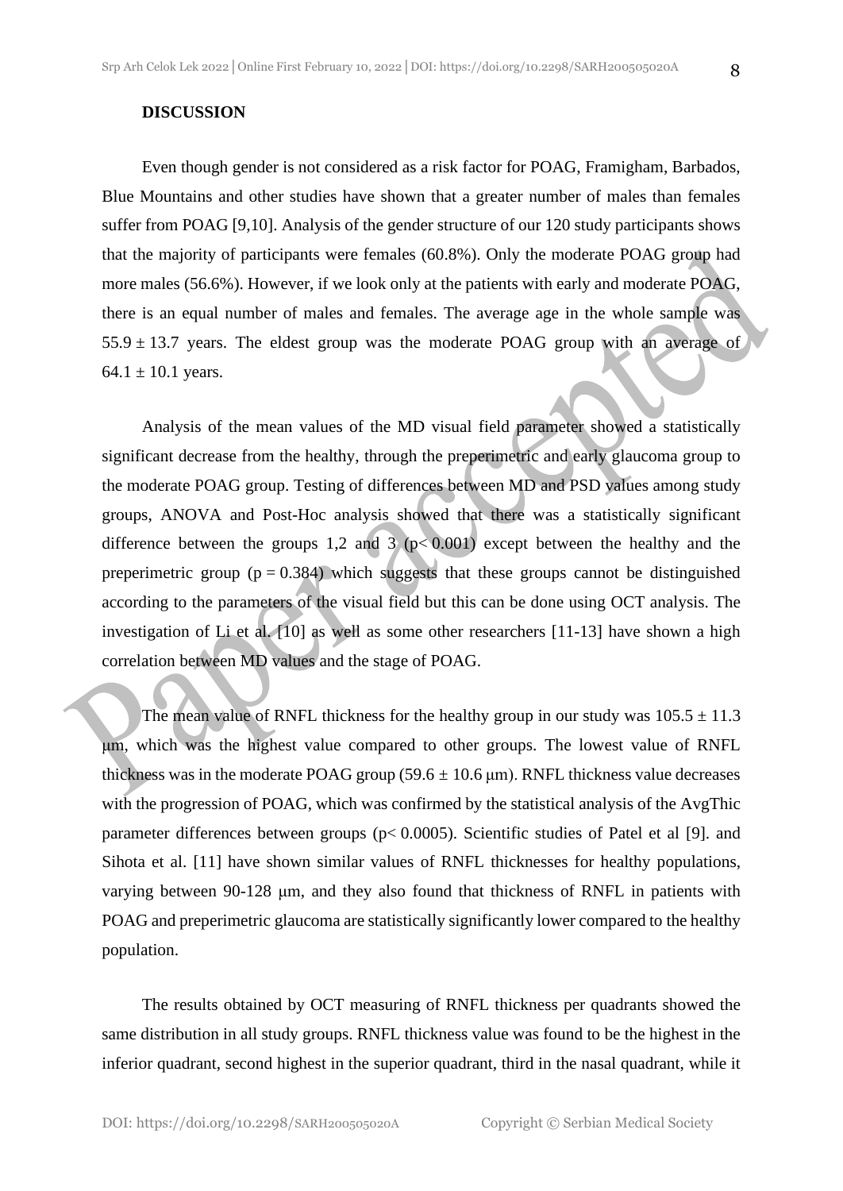**DISCUSSION**

Even though gender is not considered as a risk factor for POAG, Framigham, Barbados, Blue Mountains and other studies have shown that a greater number of males than females suffer from POAG [9,10]. Analysis of the gender structure of our 120 study participants shows that the majority of participants were females (60.8%). Only the moderate POAG group had more males (56.6%). However, if we look only at the patients with early and moderate POAG, there is an equal number of males and females. The average age in the whole sample was $55.9 \pm 13.7$ years. The eldest group was the moderate POAG group with an average of $64.1 \pm 10.1$ years.

Analysis of the mean values of the MD visual field parameter showed a statistically significant decrease from the healthy, through the preperimetric and early glaucoma group to the moderate POAG group. Testing of differences between MD and PSD values among study groups, ANOVA and Post-Hoc analysis showed that there was a statistically significant difference between the groups 1,2 and 3 ($p< 0.001$) except between the healthy and the preperimetric group ($p = 0.384$) which suggests that these groups cannot be distinguished according to the parameters of the visual but this can be done using OCT analysis. The investigation of Li et al. [10] as well as some other researchers [11-13] have shown a high correlation between MD values and the stage of POAG.

The mean value of RNFL thickness for the healthy group in our study was $105.5 \pm 11.3$ μm, which was the highest value compared to other groups. The lowest value of RNFL thickness was in the moderate POAG group ($59.6 \pm 10.6$ μm). RNFL thickness value decreases with the progression of POAG, which was confirmed by the statistical analysis of the AvgThic parameter differences between groups ($p< 0.0005$). Scientific studies of Patel et al [9]. and Sihota et al. [11] have shown similar values of RNFL thicknesses for healthy populations, varying between 90-128 μm, and they also found that thickness of RNFL in patients with POAG and preperimetric glaucoma are statistically significantly lower compared to the healthy population.

The results obtained by OCT measuring of RNFL thickness per quadrants showed the same distribution in all study groups. RNFL thickness value was found to be the highest in the inferior quadrant, second highest in the superior quadrant, third in the nasal quadrant, while it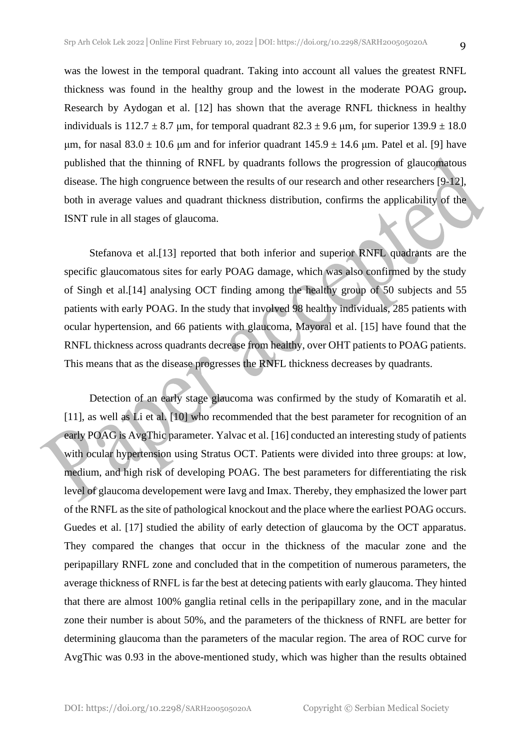was the lowest in the temporal quadrant. Taking into account all values the greatest RNFL thickness was found in the healthy group and the lowest in the moderate POAG group**.** Research by Aydogan et al. [12] has shown that the average RNFL thickness in healthy individuals is 112.7 ± 8.7 μm, for temporal quadrant 82.3 ± 9.6 μm, for superior 139.9 ± 18.0 μm, for nasal 83.0 ± 10.6 μm and for inferior quadrant 145.9 ± 14.6 μm. Patel et al. [9] have published that the thinning of RNFL by quadrants follows the progression of glaucomatous disease. The high congruence between the results of our research and other researchers [9-12], both in average values and quadrant thickness distribution, confirms the applicability of the ISNT rule in all stages of glaucoma.

Stefanova et al.[13] reported that both inferior and superior RNFL quadrants are the specific glaucomatous sites for early POAG damage, which was also confirmed by the study of Singh et al.[14] analysing OCT finding among the healthy group of 50 subjects and 55 patients with early POAG. In the study that involved 98 healthy individuals, 285 patients with ocular hypertension, and 66 patients with glaucoma, Mayoral et al. [15] have found that the RNFL thickness across quadrants decrease from healthy, over OHT patients to POAG patients. This means that as the disease progresses the RNFL thickness decreases by quadrants.

Detection of an early stage glaucoma was confirmed by the study of Komaratih et al. [11], as well as Li et al. [10] who recommended that the best parameter for recognition of an early POAG is AvgThic parameter. Yalvac et al. [16] conducted an interesting study of patients with ocular hypertension using Stratus OCT. Patients were divided into three groups: at low, medium, and high risk of developing POAG. The best parameters for differentiating the risk level of glaucoma developement were Iavg and Imax. Thereby, they emphasized the lower part of the RNFL as the site of pathological knockout and the place where the earliest POAG occurs. Guedes et al. [17] studied the ability of early detection of glaucoma by the OCT apparatus. They compared the changes that occur in the thickness of the macular zone and the peripapillary RNFL zone and concluded that in the competition of numerous parameters, the average thickness of RNFL is far the best at detecing patients with early glaucoma. They hinted that there are almost 100% ganglia retinal cells in the peripapillary zone, and in the macular zone their number is about 50%, and the parameters of the thickness of RNFL are better for determining glaucoma than the parameters of the macular region. The area of ROC curve for AvgThic was 0.93 in the above-mentioned study, which was higher than the results obtained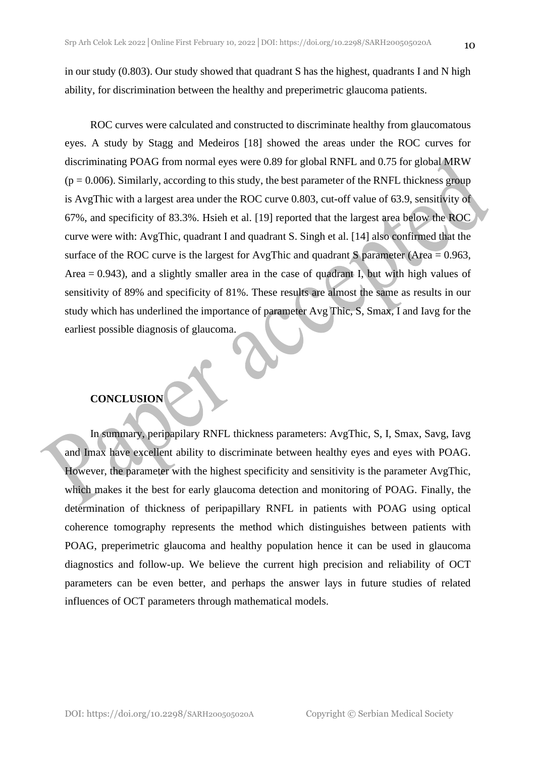in our study (0.803). Our study showed that quadrant S has the highest, quadrants I and N high ability, for discrimination between the healthy and preperimetric glaucoma patients.

ROC curves were calculated and constructed to discriminate healthy from glaucomatous eyes. A study by Stagg and Medeiros [18] showed the areas under the ROC curves for discriminating POAG from normal eyes were 0.89 for global RNFL and 0.75 for global MRW ($p = 0.006$). Similarly, according to this study, the best parameter of the RNFL thickness group is AvgThic with a largest area under the ROC curve 0.803, cut-off value of 63.9, sensitivity of 67%, and specificity of 83.3%. Hsieh et al. [19] reported that the largest area below the ROC curve were with: AvgThic, quadrant I and quadrant S. Singh et al. [14] also confirmed that the surface of the ROC curve is the largest for AvgThic and quadrant S parameter (Area = 0.963, Area = 0.943), and a slightly smaller area in the case of quadrant I, but with high values of sensitivity of 89% and specificity of 81%. These results are almost the same as results in our study which has underlined the importance of parameter Avg Thic, S, Smax, I and Iavg for the earliest possible diagnosis of glaucoma.

## CONCLUSION

In summary, peripapilary RNFL thickness parameters: AvgThic, S, I, Smax, Savg, Iavg and Imax have excellent ability to discriminate between healthy eyes and eyes with POAG. However, the parameter with the highest specificity and sensitivity is the parameter AvgThic, which makes it the best for early glaucoma detection and monitoring of POAG. Finally, the determination of thickness of peripapillary RNFL in patients with POAG using optical coherence tomography represents the method which distinguishes between patients with POAG, preperimetric glaucoma and healthy population hence it can be used in glaucoma diagnostics and follow-up. We believe the current high precision and reliability of OCT parameters can be even better, and perhaps the answer lays in future studies of related influences of OCT parameters through mathematical models.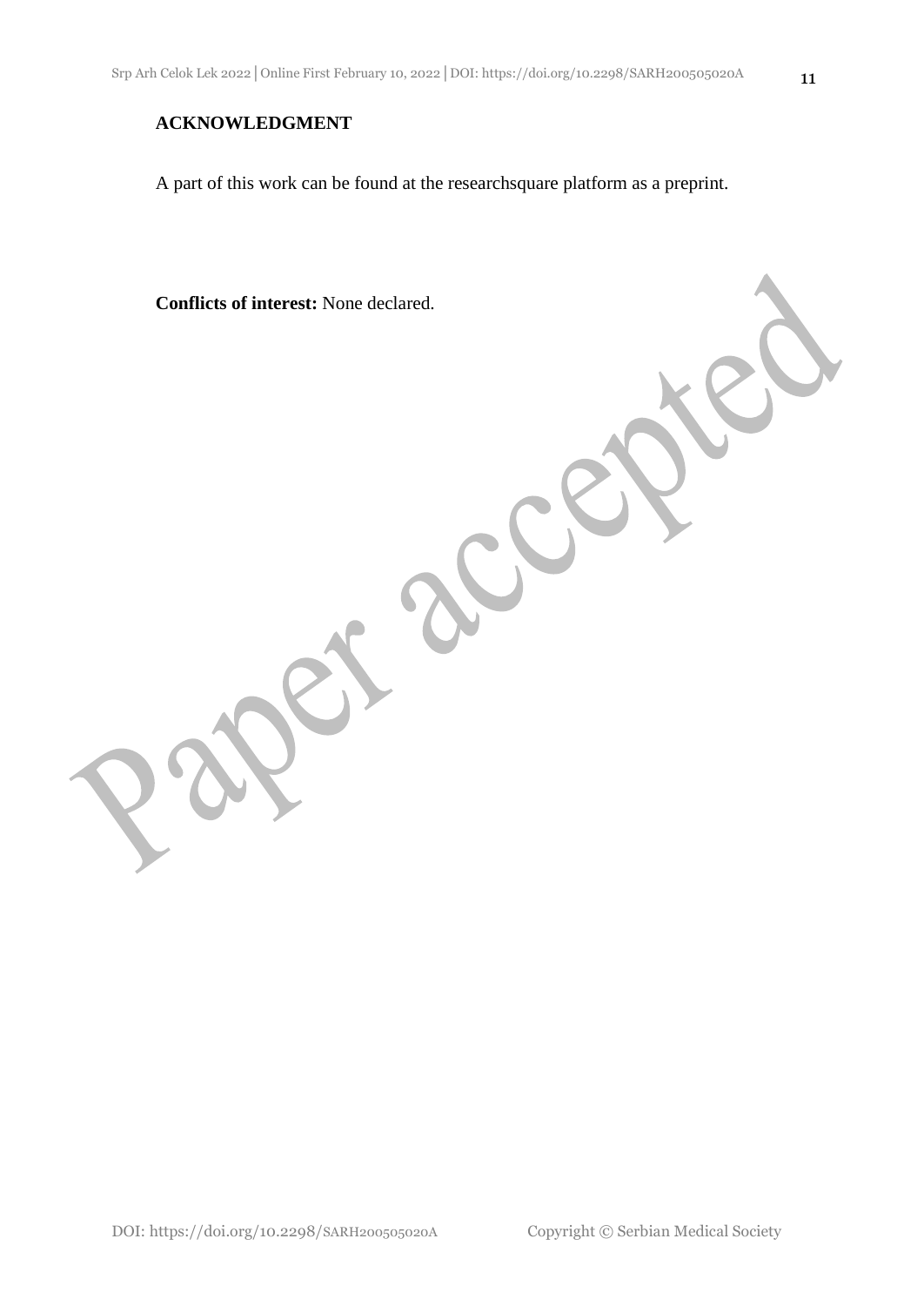**ACKNOWLEDGMENT**

A part of this work can be found at the researchsquare platform as a preprint.

**Conflicts of interest:** None declared.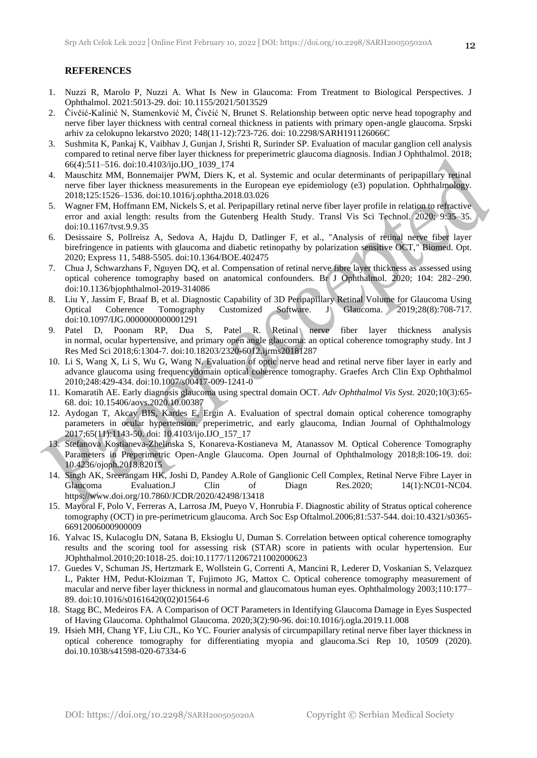## REFERENCES

1. Nuzzi R, Marolo P, Nuzzi A. What Is New in Glaucoma: From Treatment to Biological Perspectives. J Ophthalmol. 2021:5013-29. doi: 10.1155/2021/5013529
2. Čivčić-Kalinić N, Stamenković M, Čivčić N, Brunet S. Relationship between optic nerve head topography and nerve fiber layer thickness with central corneal thickness in patients with primary open-angle glaucoma. Srpski arhiv za celokupno lekarstvo 2020; 148(11-12):723-726. doi: 10.2298/SARH191126066C
3. Sushmita K, Pankaj K, Vaibhav J, Gunjan J, Srishti R, Surinder SP. Evaluation of macular ganglion cell analysis compared to retinal nerve fiber layer thickness for preperimetric glaucoma diagnosis. Indian J Ophthalmol. 2018; 66(4):511–516. doi:10.4103/ijo.IJO_1039_174
4. Mauschitz MM, Bonnemaijer PWM, Diers K, et al. Systemic and ocular determinants of peripapillary retinal nerve fiber layer thickness measurements in the European eye epidemiology (e3) population. Ophthalmology. 2018;125:1526–1536. doi:10.1016/j.ophtha.2018.03.026
5. Wagner FM, Hoffmann EM, Nickels S, et al. Peripapillary retinal nerve fiber layer profile in relation to refractive error and axial length: results from the Gutenberg Health Study. Transl Vis Sci Technol. 2020; 9:35–35. doi:10.1167/tvst.9.9.35
6. Desissaire S, Pollreisz A, Sedova A, Hajdu D, Datlinger F, et al., "Analysis of retinal nerve fiber layer birefringence in patients with glaucoma and diabetic retinopathy by polarization sensitive OCT," Biomed. Opt. 2020; Express 11, 5488-5505. doi:10.1364/BOE.402475
7. Chua J, Schwarzhans F, Nguyen DQ, et al. Compensation of retinal nerve fibre layer thickness as assessed using optical coherence tomography based on anatomical confounders. Br J Ophthalmol. 2020; 104: 282–290. doi:10.1136/bjophthalmol-2019-314086
8. Liu Y, Jassim F, Braaf B, et al. Diagnostic Capability of 3D Peripapillary Retinal Volume for Glaucoma Using Optical Coherence Tomography Customized Software. J Glaucoma. 2019;28(8):708-717. doi:10.1097/IJG.0000000000001291
9. Patel D, Poonam RP, Dua S, Patel R. Retinal nerve fiber layer thickness analysis in normal, ocular hypertensive, and primary open angle glaucoma: an optical coherence tomography study. Int J Res Med Sci 2018;6:1304-7. doi:10.18203/2320-6012.ijrms20181287
10. Li S, Wang X, Li S, Wu G, Wang N. Evaluation of optic nerve head and retinal nerve fiber layer in early and advance glaucoma using frequencydomain optical coherence tomography. Graefes Arch Clin Exp Ophthalmol 2010;248:429-434. doi:10.1007/s00417-009-1241-0
11. Komaratih AE. Early diagnosis glaucoma using spectral domain OCT. *Adv Ophthalmol Vis Syst.* 2020;10(3):65-68. doi: 10.15406/aovs.2020.10.00387
12. Aydogan T, Akcay BIS, Kardes E, Ergin A. Evaluation of spectral domain optical coherence tomography parameters in ocular hypertension, preperimetric, and early glaucoma, Indian Journal of Ophthalmology 2017;65(11):1143-50. doi: 10.4103/ijo.IJO_157_17
13. Stefanova Kostianeva-Zhelinska S, Konareva-Kostianeva M, Atanassov M. Optical Coherence Tomography Parameters in Preperimetric Open-Angle Glaucoma. Open Journal of Ophthalmology 2018;8:106-19. doi: 10.4236/ojoph.2018.82015
14. Singh AK, Sreerangam HK, Joshi D, Pandey A.Role of Ganglionic Cell Complex, Retinal Nerve Fibre Layer in Glaucoma Evaluation.J Clin of Diagn Res.2020; 14(1):NC01-NC04. https://www.doi.org/10.7860/JCDR/2020/42498/13418
15. Mayoral F, Polo V, Ferreras A, Larrosa JM, Pueyo V, Honrubia F. Diagnostic ability of Stratus optical coherence tomography (OCT) in pre-perimetricum glaucoma. Arch Soc Esp Oftalmol.2006;81:537-544. doi:10.4321/s0365-66912006000900009
16. Yalvac IS, Kulacoglu DN, Satana B, Eksioglu U, Duman S. Correlation between optical coherence tomography results and the scoring tool for assessing risk (STAR) score in patients with ocular hypertension. Eur JOphthalmol.2010;20:1018-25. doi:10.1177/112067211002000623
17. Guedes V, Schuman JS, Hertzmark E, Wollstein G, Correnti A, Mancini R, Lederer D, Voskanian S, Velazquez L, Pakter HM, Pedut-Kloizman T, Fujimoto JG, Mattox C. Optical coherence tomography measurement of macular and nerve fiber layer thickness in normal and glaucomatous human eyes. Ophthalmology 2003;110:177–89. doi:10.1016/s01616420(02)01564-6
18. Stagg BC, Medeiros FA. A Comparison of OCT Parameters in Identifying Glaucoma Damage in Eyes Suspected of Having Glaucoma. Ophthalmol Glaucoma. 2020;3(2):90-96. doi:10.1016/j.ogla.2019.11.008
19. Hsieh MH, Chang YF, Liu CJL, Ko YC. Fourier analysis of circumpapillary retinal nerve fiber layer thickness in optical coherence tomography for differentiating myopia and glaucoma.Sci Rep 10, 10509 (2020). doi.10.1038/s41598-020-67334-6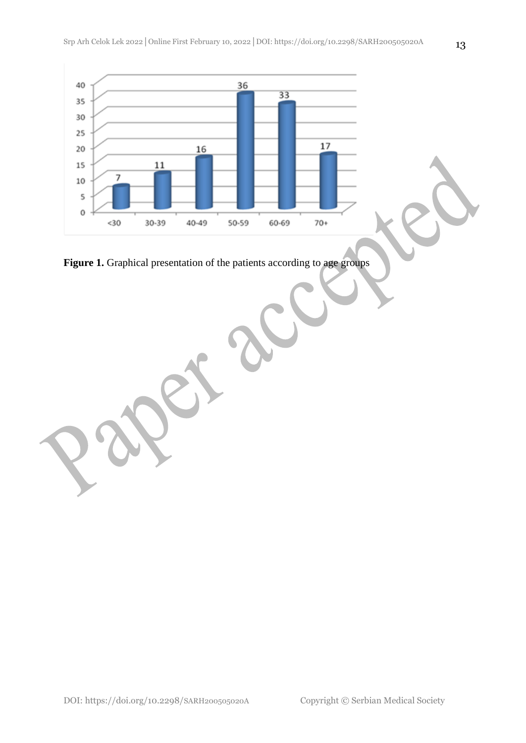Figure 1. Graphical presentation of the patients according to age groups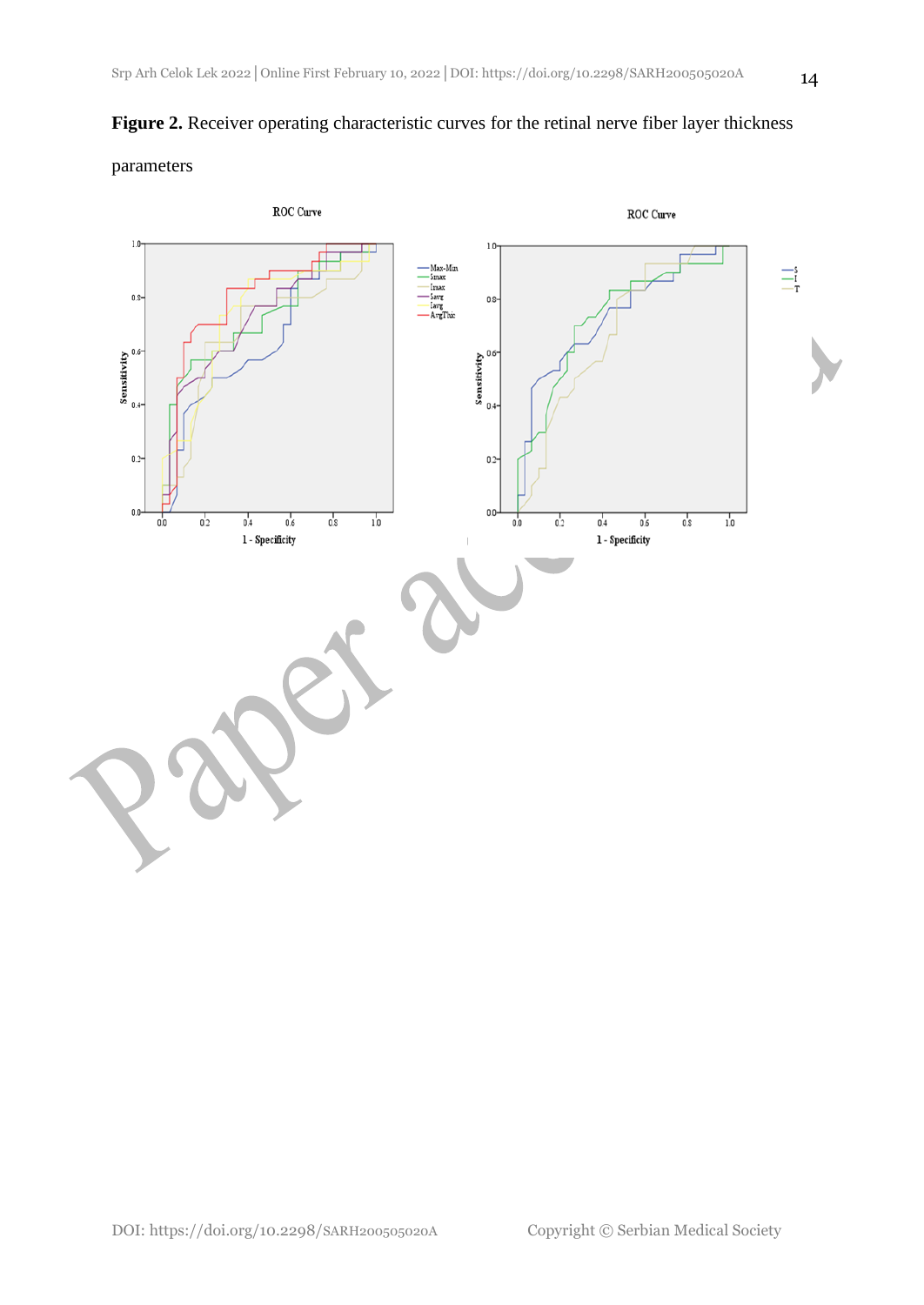**Figure 2.** Receiver operating characteristic curves for the retinal nerve fiber layer thickness parameters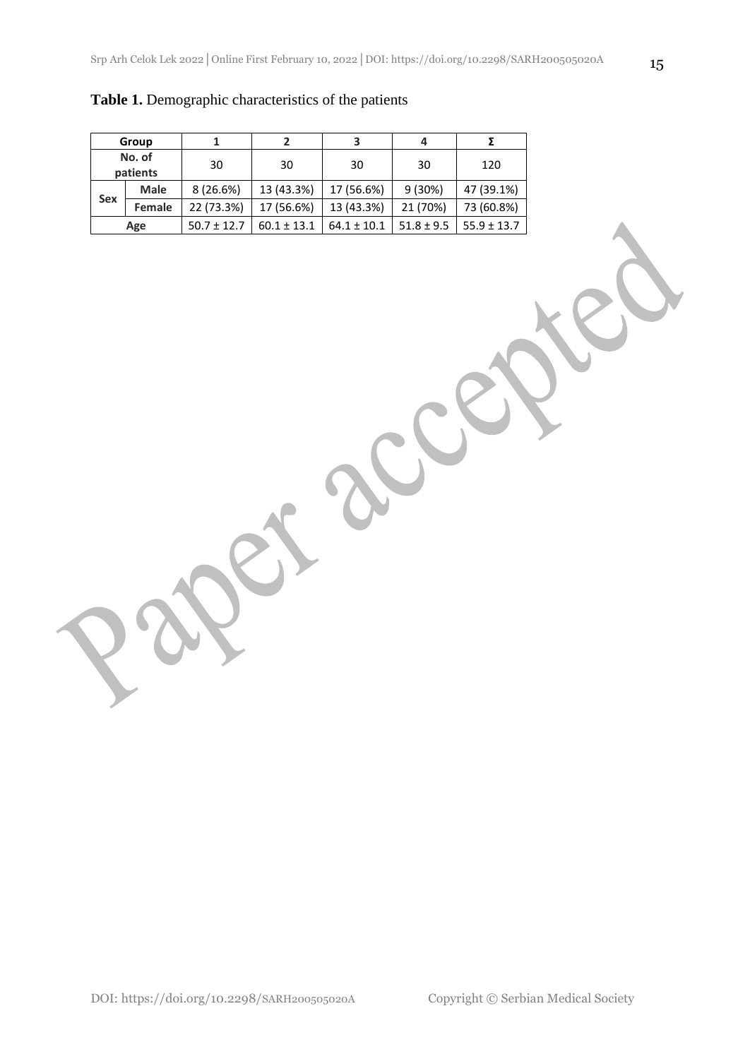**Table 1.** Demographic characteristics of the patients

| Group | | 1 | 2 | 3 | 4 | Σ |
|---|---|---|---|---|---|---|
| No. of patients | | 30 | 30 | 30 | 30 | 120 |
| Sex | Male | 8 (26.6%) | 13 (43.3%) | 17 (56.6%) | 9 (30%) | 47 (39.1%) |
| | Female | 22 (73.3%) | 17 (56.6%) | 13 (43.3%) | 21 (70%) | 73 (60.8%) |
| Age | | 50.7 ± 12.7 | 60.1 ± 13.1 | 64.1 ± 10.1 | 51.8 ± 9.5 | 55.9 ± 13.7 |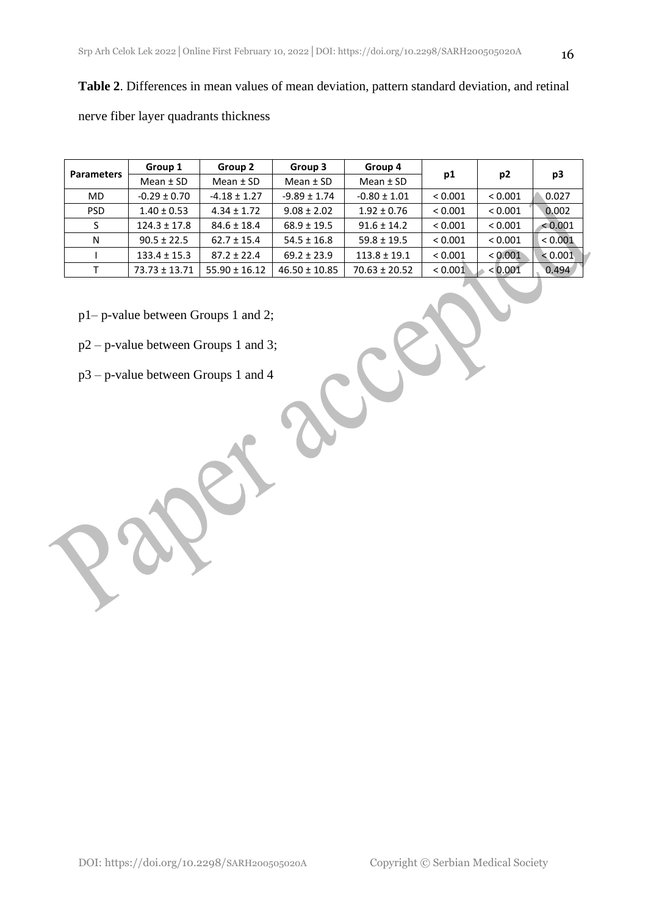**Table 2**. Differences in mean values of mean deviation, pattern standard deviation, and retinal nerve fiber layer quadrants thickness

| Parameters | Group 1 | Group 2 | Group 3 | Group 4 | p1 | p2 | p3 |
|---|---|---|---|---|---|---|---|
| | Mean ± SD | Mean ± SD | Mean ± SD | Mean ± SD | | | |
| MD | -0.29 ± 0.70 | -4.18 ± 1.27 | -9.89 ± 1.74 | -0.80 ± 1.01 | < 0.001 | < 0.001 | 0.027 |
| PSD | 1.40 ± 0.53 | 4.34 ± 1.72 | 9.08 ± 2.02 | 1.92 ± 0.76 | < 0.001 | < 0.001 | 0.002 |
| S | 124.3 ± 17.8 | 84.6 ± 18.4 | 68.9 ± 19.5 | 91.6 ± 14.2 | < 0.001 | < 0.001 | < 0.001 |
| N | 90.5 ± 22.5 | 62.7 ± 15.4 | 54.5 ± 16.8 | 59.8 ± 19.5 | < 0.001 | < 0.001 | < 0.001 |
| I | 133.4 ± 15.3 | 87.2 ± 22.4 | 69.2 ± 23.9 | 113.8 ± 19.1 | < 0.001 | < 0.001 | < 0.001 |
| T | 73.73 ± 13.71 | 55.90 ± 16.12 | 46.50 ± 10.85 | 70.63 ± 20.52 | < 0.001 | < 0.001 | 0.494 |

p1– p-value between Groups 1 and 2;

p2 – p-value between Groups 1 and 3;

p3 – p-value between Groups 1 and 4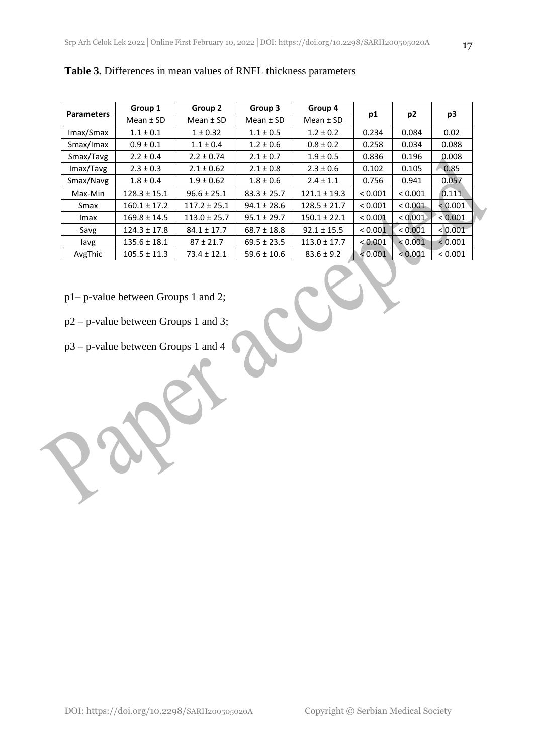**Table 3.** Differences in mean values of RNFL thickness parameters

| Parameters | Group 1 | Group 2 | Group 3 | Group 4 | p1 | p2 | p3 |
|---|---|---|---|---|---|---|---|
| | Mean ± SD | Mean ± SD | Mean ± SD | Mean ± SD | | | |
| Imax/Smax | 1.1 ± 0.1 | 1 ± 0.32 | 1.1 ± 0.5 | 1.2 ± 0.2 | 0.234 | 0.084 | 0.02 |
| Smax/Imax | 0.9 ± 0.1 | 1.1 ± 0.4 | 1.2 ± 0.6 | 0.8 ± 0.2 | 0.258 | 0.034 | 0.088 |
| Smax/Tavg | 2.2 ± 0.4 | 2.2 ± 0.74 | 2.1 ± 0.7 | 1.9 ± 0.5 | 0.836 | 0.196 | 0.008 |
| Imax/Tavg | 2.3 ± 0.3 | 2.1 ± 0.62 | 2.1 ± 0.8 | 2.3 ± 0.6 | 0.102 | 0.105 | 0.85 |
| Smax/Navg | 1.8 ± 0.4 | 1.9 ± 0.62 | 1.8 ± 0.6 | 2.4 ± 1.1 | 0.756 | 0.941 | 0.057 |
| Max-Min | 128.3 ± 15.1 | 96.6 ± 25.1 | 83.3 ± 25.7 | 121.1 ± 19.3 | < 0.001 | < 0.001 | 0.111 |
| Smax | 160.1 ± 17.2 | 117.2 ± 25.1 | 94.1 ± 28.6 | 128.5 ± 21.7 | < 0.001 | < 0.001 | < 0.001 |
| Imax | 169.8 ± 14.5 | 113.0 ± 25.7 | 95.1 ± 29.7 | 150.1 ± 22.1 | < 0.001 | < 0.001 | < 0.001 |
| Savg | 124.3 ± 17.8 | 84.1 ± 17.7 | 68.7 ± 18.8 | 92.1 ± 15.5 | < 0.001 | < 0.001 | < 0.001 |
| Iavg | 135.6 ± 18.1 | 87 ± 21.7 | 69.5 ± 23.5 | 113.0 ± 17.7 | < 0.001 | < 0.001 | < 0.001 |
| AvgThic | 105.5 ± 11.3 | 73.4 ± 12.1 | 59.6 ± 10.6 | 83.6 ± 9.2 | < 0.001 | < 0.001 | < 0.001 |

p1– p-value between Groups 1 and 2;

p2 – p-value between Groups 1 and 3;

p3 – p-value between Groups 1 and 4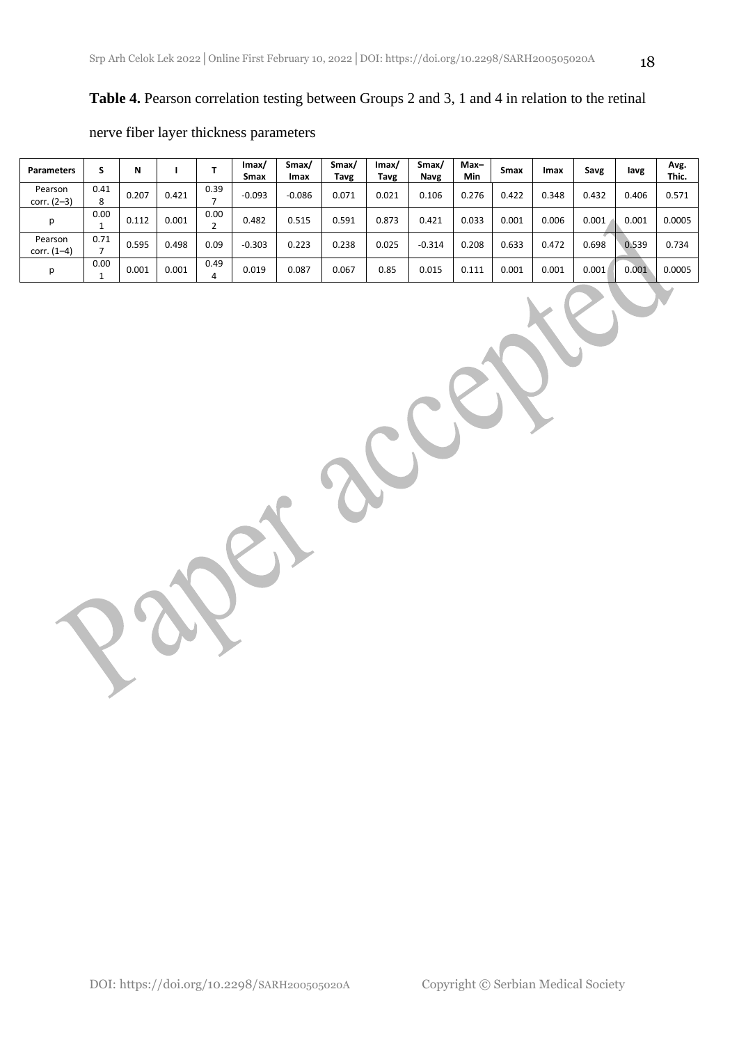**Table 4.** Pearson correlation testing between Groups 2 and 3, 1 and 4 in relation to the retinal nerve fiber layer thickness parameters

| Parameters | S | N | I | T | Imax/ Smax | Smax/ Imax | Smax/ Tavg | Imax/ Tavg | Smax/ Navg | Max–Min | Smax | Imax | Savg | Iavg | Avg. Thic. |
|---|---|---|---|---|---|---|---|---|---|---|---|---|---|---|---|
| Pearson corr. (2–3) | 0.418 | 0.207 | 0.421 | 0.397 | -0.093 | -0.086 | 0.071 | 0.021 | 0.106 | 0.276 | 0.422 | 0.348 | 0.432 | 0.406 | 0.571 |
| p | 0.001 | 0.112 | 0.001 | 0.002 | 0.482 | 0.515 | 0.591 | 0.873 | 0.421 | 0.033 | 0.001 | 0.006 | 0.001 | 0.001 | 0.0005 |
| Pearson corr. (1–4) | 0.717 | 0.595 | 0.498 | 0.09 | -0.303 | 0.223 | 0.238 | 0.025 | -0.314 | 0.208 | 0.633 | 0.472 | 0.698 | 0.539 | 0.734 |
| p | 0.001 | 0.001 | 0.001 | 0.494 | 0.019 | 0.087 | 0.067 | 0.85 | 0.015 | 0.111 | 0.001 | 0.001 | 0.001 | 0.001 | 0.0005 |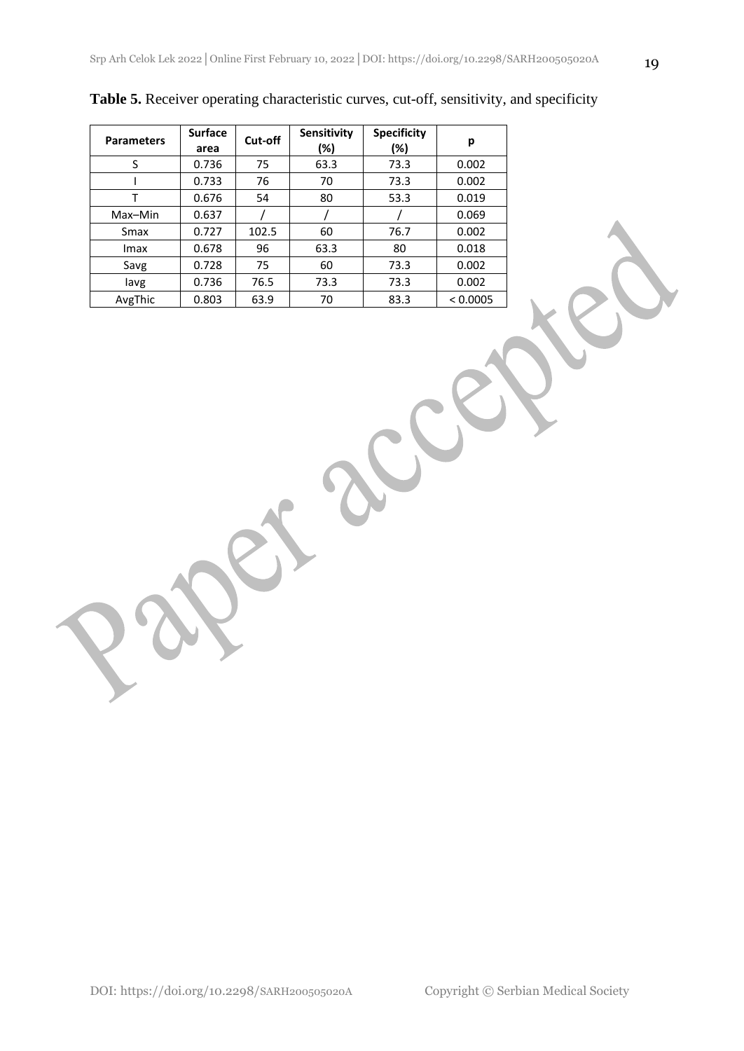**Table 5.** Receiver operating characteristic curves, cut-off, sensitivity, and specificity

| Parameters | Surface area | Cut-off | Sensitivity (%) | Specificity (%) | p |
|---|---|---|---|---|---|
| S | 0.736 | 75 | 63.3 | 73.3 | 0.002 |
| I | 0.733 | 76 | 70 | 73.3 | 0.002 |
| T | 0.676 | 54 | 80 | 53.3 | 0.019 |
| Max–Min | 0.637 | / | / | / | 0.069 |
| Smax | 0.727 | 102.5 | 60 | 76.7 | 0.002 |
| Imax | 0.678 | 96 | 63.3 | 80 | 0.018 |
| Savg | 0.728 | 75 | 60 | 73.3 | 0.002 |
| Iavg | 0.736 | 76.5 | 73.3 | 73.3 | 0.002 |
| AvgThic | 0.803 | 63.9 | 70 | 83.3 | < 0.0005 |